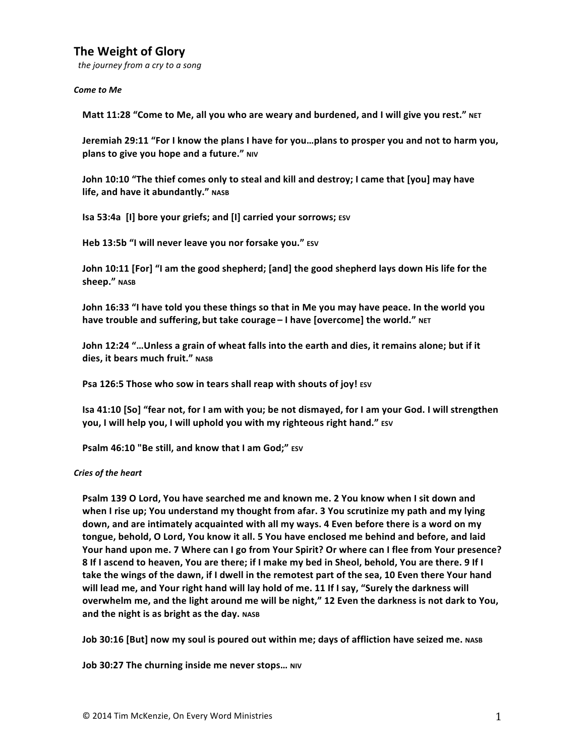# The Weight of Glory

*the journey from a cry to a song*

***Come to Me***

**Matt 11:28 “Come to Me, all you who are weary and burdened, and I will give you rest.” NET**

**Jeremiah 29:11 “For I know the plans I have for you…plans to prosper you and not to harm you, plans to give you hope and a future.” NIV**

**John 10:10 “The thief comes only to steal and kill and destroy; I came that [you] may have life, and have it abundantly.” NASB**

**Isa 53:4a [I] bore your griefs; and [I] carried your sorrows; ESV**

**Heb 13:5b “I will never leave you nor forsake you.” ESV**

**John 10:11 [For] “I am the good shepherd; [and] the good shepherd lays down His life for the sheep.” NASB**

**John 16:33 “I have told you these things so that in Me you may have peace. In the world you have trouble and suffering, but take courage – I have [overcome] the world.” NET**

**John 12:24 “…Unless a grain of wheat falls into the earth and dies, it remains alone; but if it dies, it bears much fruit.” NASB**

**Psa 126:5 Those who sow in tears shall reap with shouts of joy! ESV**

**Isa 41:10 [So] “fear not, for I am with you; be not dismayed, for I am your God. I will strengthen you, I will help you, I will uphold you with my righteous right hand.” ESV**

**Psalm 46:10 "Be still, and know that I am God;" ESV**

***Cries of the heart***

**Psalm 139 O Lord, You have searched me and known me. 2 You know when I sit down and when I rise up; You understand my thought from afar. 3 You scrutinize my path and my lying down, and are intimately acquainted with all my ways. 4 Even before there is a word on my tongue, behold, O Lord, You know it all. 5 You have enclosed me behind and before, and laid Your hand upon me. 7 Where can I go from Your Spirit? Or where can I flee from Your presence? 8 If I ascend to heaven, You are there; if I make my bed in Sheol, behold, You are there. 9 If I take the wings of the dawn, if I dwell in the remotest part of the sea, 10 Even there Your hand will lead me, and Your right hand will lay hold of me. 11 If I say, “Surely the darkness will overwhelm me, and the light around me will be night,” 12 Even the darkness is not dark to You, and the night is as bright as the day. NASB**

**Job 30:16 [But] now my soul is poured out within me; days of affliction have seized me. NASB**

**Job 30:27 The churning inside me never stops… NIV**

© 2014 Tim McKenzie, On Every Word Ministries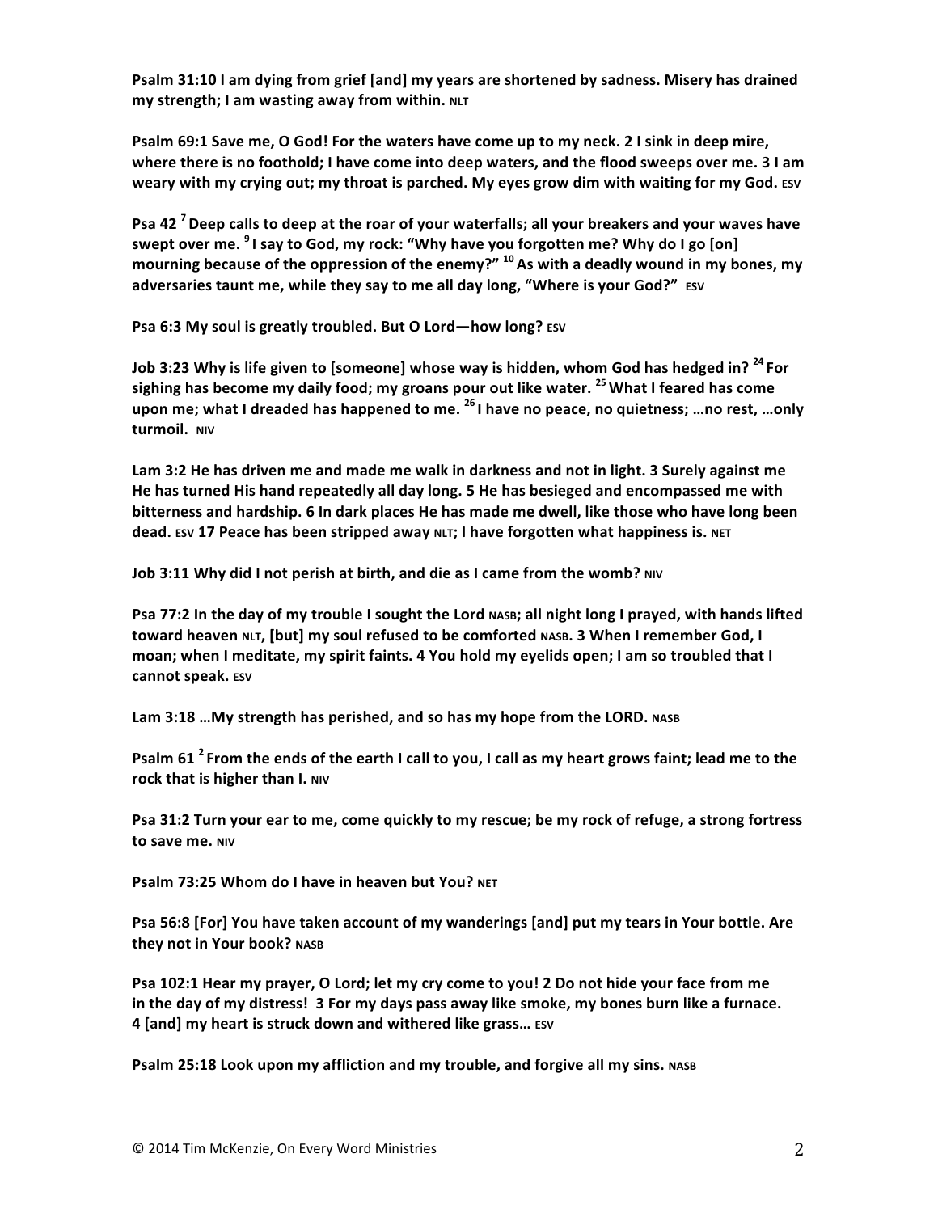**Psalm 31:10 I am dying from grief [and] my years are shortened by sadness. Misery has drained my strength; I am wasting away from within.** NLT

**Psalm 69:1 Save me, O God! For the waters have come up to my neck. 2 I sink in deep mire, where there is no foothold; I have come into deep waters, and the flood sweeps over me. 3 I am weary with my crying out; my throat is parched. My eyes grow dim with waiting for my God.** ESV

**Psa 42 [7] Deep calls to deep at the roar of your waterfalls; all your breakers and your waves have swept over me. [9] I say to God, my rock: "Why have you forgotten me? Why do I go [on] mourning because of the oppression of the enemy?" [10] As with a deadly wound in my bones, my adversaries taunt me, while they say to me all day long, "Where is your God?"** ESV

**Psa 6:3 My soul is greatly troubled. But O Lord—how long?** ESV

**Job 3:23 Why is life given to [someone] whose way is hidden, whom God has hedged in? [24] For sighing has become my daily food; my groans pour out like water. [25] What I feared has come upon me; what I dreaded has happened to me. [26] I have no peace, no quietness; …no rest, …only turmoil.** NIV

**Lam 3:2 He has driven me and made me walk in darkness and not in light. 3 Surely against me He has turned His hand repeatedly all day long. 5 He has besieged and encompassed me with bitterness and hardship. 6 In dark places He has made me dwell, like those who have long been dead.** ESV **17 Peace has been stripped away** NLT**; I have forgotten what happiness is.** NET

**Job 3:11 Why did I not perish at birth, and die as I came from the womb?** NIV

**Psa 77:2 In the day of my trouble I sought the Lord** NASB**; all night long I prayed, with hands lifted toward heaven** NLT**, [but] my soul refused to be comforted** NASB**. 3 When I remember God, I moan; when I meditate, my spirit faints. 4 You hold my eyelids open; I am so troubled that I cannot speak.** ESV

**Lam 3:18 …My strength has perished, and so has my hope from the LORD.** NASB

**Psalm 61 [2] From the ends of the earth I call to you, I call as my heart grows faint; lead me to the rock that is higher than I.** NIV

**Psa 31:2 Turn your ear to me, come quickly to my rescue; be my rock of refuge, a strong fortress to save me.** NIV

**Psalm 73:25 Whom do I have in heaven but You?** NET

**Psa 56:8 [For] You have taken account of my wanderings [and] put my tears in Your bottle. Are they not in Your book?** NASB

**Psa 102:1 Hear my prayer, O Lord; let my cry come to you! 2 Do not hide your face from me in the day of my distress! 3 For my days pass away like smoke, my bones burn like a furnace. 4 [and] my heart is struck down and withered like grass…** ESV

**Psalm 25:18 Look upon my affliction and my trouble, and forgive all my sins.** NASB

© 2014 Tim McKenzie, On Every Word Ministries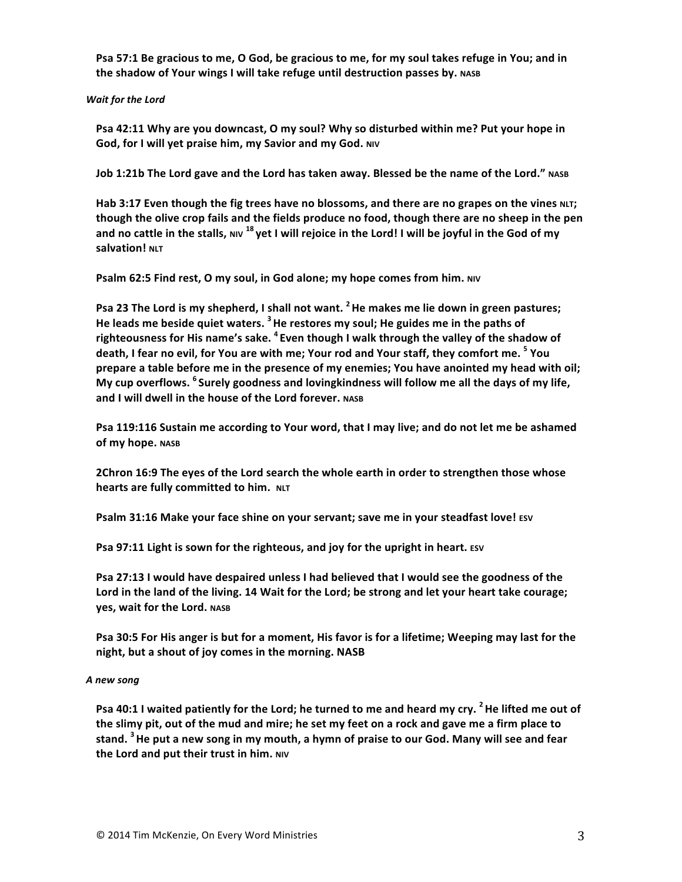**Psa 57:1 Be gracious to me, O God, be gracious to me, for my soul takes refuge in You; and in the shadow of Your wings I will take refuge until destruction passes by.** NASB

***Wait for the Lord***

**Psa 42:11 Why are you downcast, O my soul? Why so disturbed within me? Put your hope in God, for I will yet praise him, my Savior and my God.** NIV

**Job 1:21b The Lord gave and the Lord has taken away. Blessed be the name of the Lord."** NASB

**Hab 3:17 Even though the fig trees have no blossoms, and there are no grapes on the vines** NLT**; though the olive crop fails and the fields produce no food, though there are no sheep in the pen and no cattle in the stalls,** NIV **18 yet I will rejoice in the Lord! I will be joyful in the God of my salvation!** NLT

**Psalm 62:5 Find rest, O my soul, in God alone; my hope comes from him.** NIV

**Psa 23 The Lord is my shepherd, I shall not want. 2 He makes me lie down in green pastures; He leads me beside quiet waters. 3 He restores my soul; He guides me in the paths of righteousness for His name's sake. 4 Even though I walk through the valley of the shadow of death, I fear no evil, for You are with me; Your rod and Your staff, they comfort me. 5 You prepare a table before me in the presence of my enemies; You have anointed my head with oil; My cup overflows. 6 Surely goodness and lovingkindness will follow me all the days of my life, and I will dwell in the house of the Lord forever.** NASB

**Psa 119:116 Sustain me according to Your word, that I may live; and do not let me be ashamed of my hope.** NASB

**2Chron 16:9 The eyes of the Lord search the whole earth in order to strengthen those whose hearts are fully committed to him.** NLT

**Psalm 31:16 Make your face shine on your servant; save me in your steadfast love!** ESV

**Psa 97:11 Light is sown for the righteous, and joy for the upright in heart.** ESV

**Psa 27:13 I would have despaired unless I had believed that I would see the goodness of the Lord in the land of the living. 14 Wait for the Lord; be strong and let your heart take courage; yes, wait for the Lord.** NASB

**Psa 30:5 For His anger is but for a moment, His favor is for a lifetime; Weeping may last for the night, but a shout of joy comes in the morning. NASB**

***A new song***

**Psa 40:1 I waited patiently for the Lord; he turned to me and heard my cry. 2 He lifted me out of the slimy pit, out of the mud and mire; he set my feet on a rock and gave me a firm place to stand. 3 He put a new song in my mouth, a hymn of praise to our God. Many will see and fear the Lord and put their trust in him.** NIV

© 2014 Tim McKenzie, On Every Word Ministries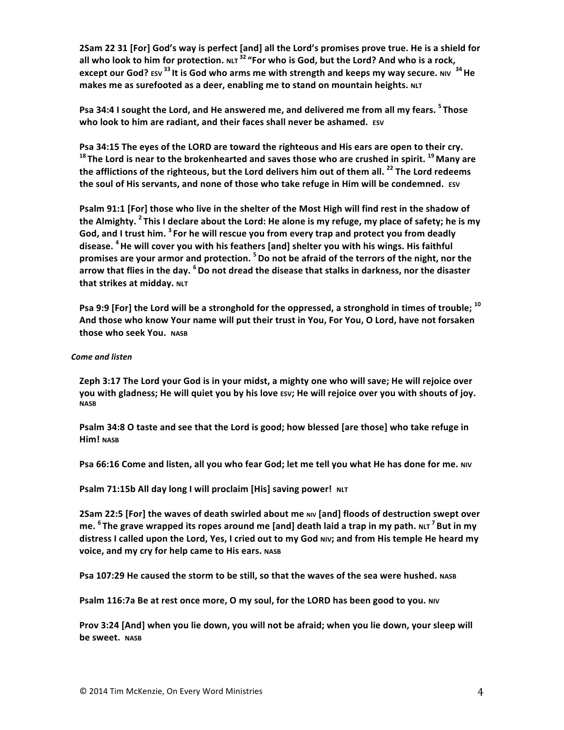**2Sam 22 31 [For] God's way is perfect [and] all the Lord's promises prove true. He is a shield for all who look to him for protection.** NLT [32] **"For who is God, but the Lord? And who is a rock, except our God?** ESV [33] **It is God who arms me with strength and keeps my way secure.** NIV [34] **He makes me as surefooted as a deer, enabling me to stand on mountain heights.** NLT

**Psa 34:4 I sought the Lord, and He answered me, and delivered me from all my fears.** [5] **Those who look to him are radiant, and their faces shall never be ashamed.** ESV

**Psa 34:15 The eyes of the LORD are toward the righteous and His ears are open to their cry.** [18] **The Lord is near to the brokenhearted and saves those who are crushed in spirit.** [19] **Many are the afflictions of the righteous, but the Lord delivers him out of them all.** [22] **The Lord redeems the soul of His servants, and none of those who take refuge in Him will be condemned.** ESV

**Psalm 91:1 [For] those who live in the shelter of the Most High will find rest in the shadow of the Almighty.** [2] **This I declare about the Lord: He alone is my refuge, my place of safety; he is my God, and I trust him.** [3] **For he will rescue you from every trap and protect you from deadly disease.** [4] **He will cover you with his feathers [and] shelter you with his wings. His faithful promises are your armor and protection.** [5] **Do not be afraid of the terrors of the night, nor the arrow that flies in the day.** [6] **Do not dread the disease that stalks in darkness, nor the disaster that strikes at midday.** NLT

**Psa 9:9 [For] the Lord will be a stronghold for the oppressed, a stronghold in times of trouble;** [10] **And those who know Your name will put their trust in You, For You, O Lord, have not forsaken those who seek You.** NASB

***Come and listen***

**Zeph 3:17 The Lord your God is in your midst, a mighty one who will save; He will rejoice over you with gladness; He will quiet you by his love** ESV**; He will rejoice over you with shouts of joy.** NASB

**Psalm 34:8 O taste and see that the Lord is good; how blessed [are those] who take refuge in Him!** NASB

**Psa 66:16 Come and listen, all you who fear God; let me tell you what He has done for me.** NIV

**Psalm 71:15b All day long I will proclaim [His] saving power!** NLT

**2Sam 22:5 [For] the waves of death swirled about me** NIV **[and] floods of destruction swept over me.** [6] **The grave wrapped its ropes around me [and] death laid a trap in my path.** NLT [7] **But in my distress I called upon the Lord, Yes, I cried out to my God** NIV**; and from His temple He heard my voice, and my cry for help came to His ears.** NASB

**Psa 107:29 He caused the storm to be still, so that the waves of the sea were hushed.** NASB

**Psalm 116:7a Be at rest once more, O my soul, for the LORD has been good to you.** NIV

**Prov 3:24 [And] when you lie down, you will not be afraid; when you lie down, your sleep will be sweet.** NASB

© 2014 Tim McKenzie, On Every Word Ministries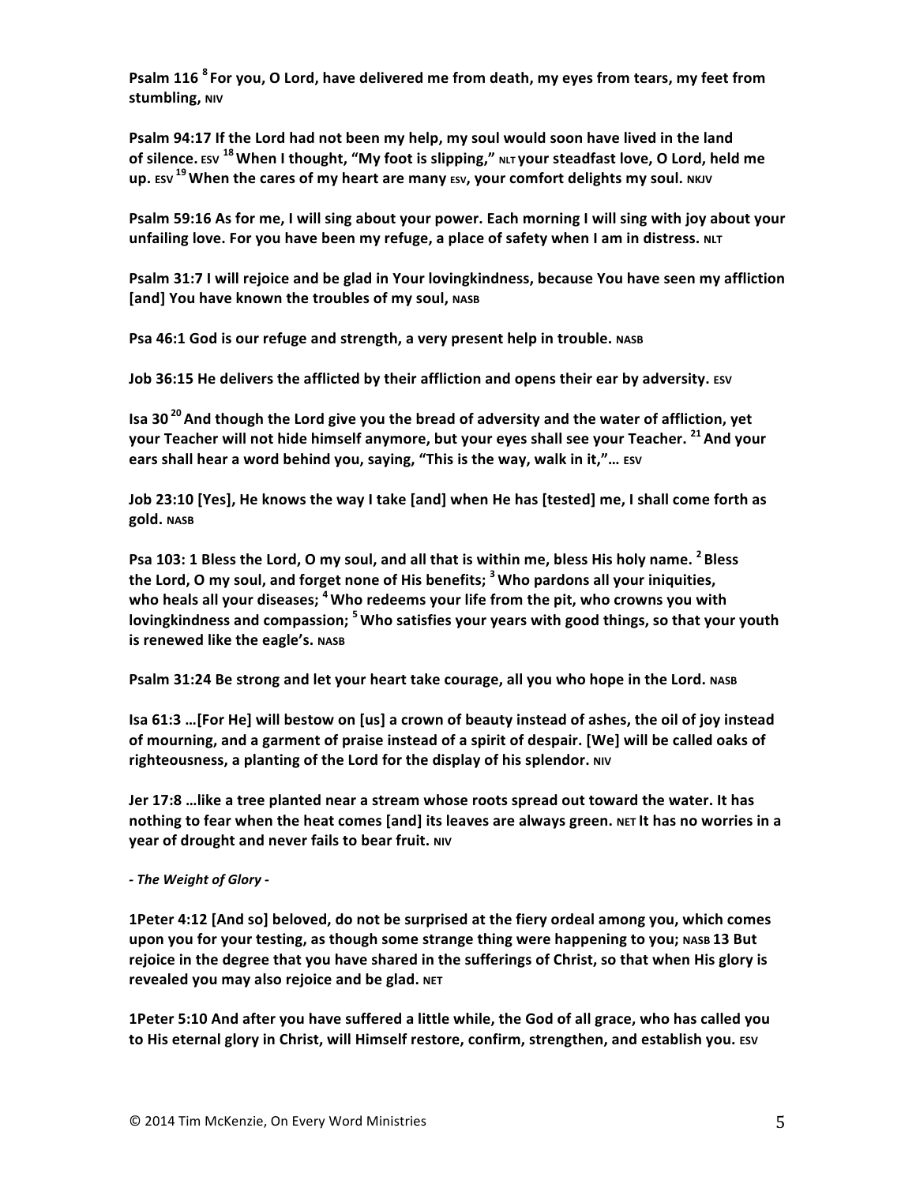**Psalm 116 [8] For you, O Lord, have delivered me from death, my eyes from tears, my feet from stumbling,** NIV

**Psalm 94:17 If the Lord had not been my help, my soul would soon have lived in the land of silence.** ESV **[18] When I thought, "My foot is slipping,"** NLT **your steadfast love, O Lord, held me up.** ESV **[19] When the cares of my heart are many** ESV**, your comfort delights my soul.** NKJV

**Psalm 59:16 As for me, I will sing about your power. Each morning I will sing with joy about your unfailing love. For you have been my refuge, a place of safety when I am in distress.** NLT

**Psalm 31:7 I will rejoice and be glad in Your lovingkindness, because You have seen my affliction [and] You have known the troubles of my soul,** NASB

**Psa 46:1 God is our refuge and strength, a very present help in trouble.** NASB

**Job 36:15 He delivers the afflicted by their affliction and opens their ear by adversity.** ESV

**Isa 30 [20] And though the Lord give you the bread of adversity and the water of affliction, yet your Teacher will not hide himself anymore, but your eyes shall see your Teacher. [21] And your ears shall hear a word behind you, saying, "This is the way, walk in it,"…** ESV

**Job 23:10 [Yes], He knows the way I take [and] when He has [tested] me, I shall come forth as gold.** NASB

**Psa 103: 1 Bless the Lord, O my soul, and all that is within me, bless His holy name. [2] Bless the Lord, O my soul, and forget none of His benefits; [3] Who pardons all your iniquities, who heals all your diseases; [4] Who redeems your life from the pit, who crowns you with lovingkindness and compassion; [5] Who satisfies your years with good things, so that your youth is renewed like the eagle's.** NASB

**Psalm 31:24 Be strong and let your heart take courage, all you who hope in the Lord.** NASB

**Isa 61:3 …[For He] will bestow on [us] a crown of beauty instead of ashes, the oil of joy instead of mourning, and a garment of praise instead of a spirit of despair. [We] will be called oaks of righteousness, a planting of the Lord for the display of his splendor.** NIV

**Jer 17:8 …like a tree planted near a stream whose roots spread out toward the water. It has nothing to fear when the heat comes [and] its leaves are always green.** NET **It has no worries in a year of drought and never fails to bear fruit.** NIV

***- The Weight of Glory -***

**1Peter 4:12 [And so] beloved, do not be surprised at the fiery ordeal among you, which comes upon you for your testing, as though some strange thing were happening to you;** NASB **13 But rejoice in the degree that you have shared in the sufferings of Christ, so that when His glory is revealed you may also rejoice and be glad.** NET

**1Peter 5:10 And after you have suffered a little while, the God of all grace, who has called you to His eternal glory in Christ, will Himself restore, confirm, strengthen, and establish you.** ESV

© 2014 Tim McKenzie, On Every Word Ministries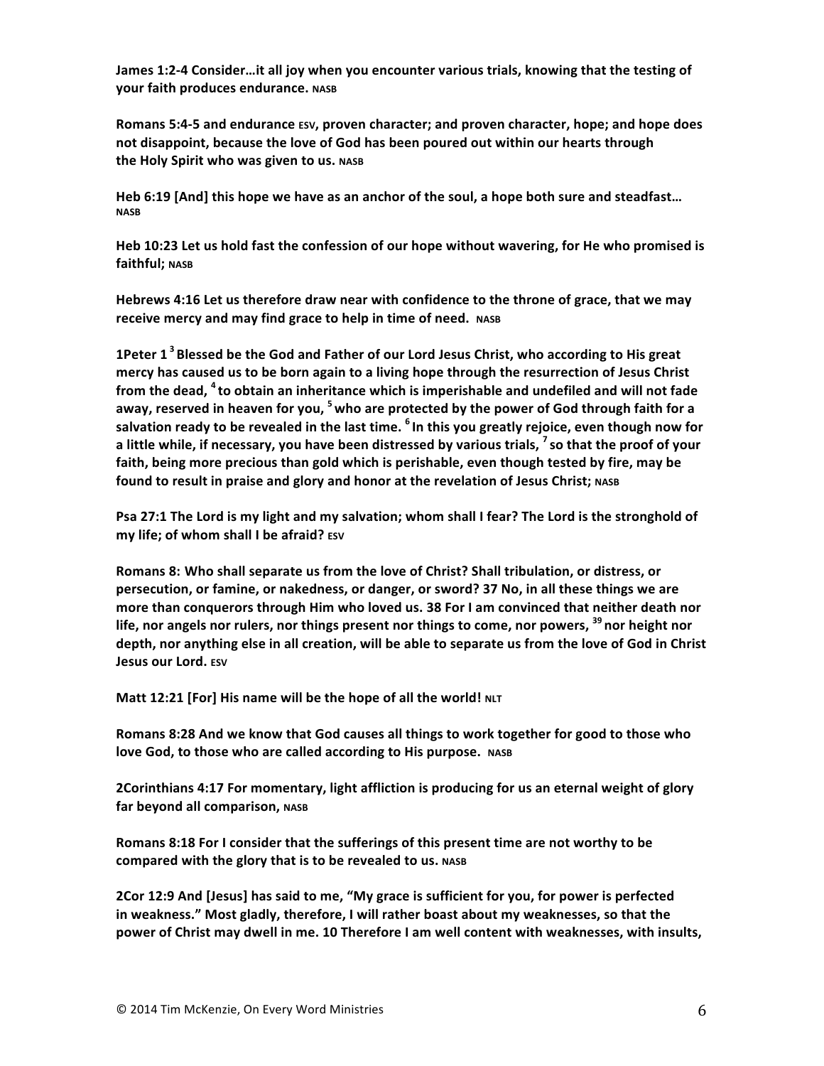**James 1:2-4 Consider…it all joy when you encounter various trials, knowing that the testing of your faith produces endurance.** NASB

**Romans 5:4-5 and endurance** ESV**, proven character; and proven character, hope; and hope does not disappoint, because the love of God has been poured out within our hearts through the Holy Spirit who was given to us.** NASB

**Heb 6:19 [And] this hope we have as an anchor of the soul, a hope both sure and steadfast…** NASB

**Heb 10:23 Let us hold fast the confession of our hope without wavering, for He who promised is faithful;** NASB

**Hebrews 4:16 Let us therefore draw near with confidence to the throne of grace, that we may receive mercy and may find grace to help in time of need.** NASB

**1Peter 1 [3] Blessed be the God and Father of our Lord Jesus Christ, who according to His great mercy has caused us to be born again to a living hope through the resurrection of Jesus Christ from the dead, [4] to obtain an inheritance which is imperishable and undefiled and will not fade away, reserved in heaven for you, [5] who are protected by the power of God through faith for a salvation ready to be revealed in the last time. [6] In this you greatly rejoice, even though now for a little while, if necessary, you have been distressed by various trials, [7] so that the proof of your faith, being more precious than gold which is perishable, even though tested by fire, may be found to result in praise and glory and honor at the revelation of Jesus Christ;** NASB

**Psa 27:1 The Lord is my light and my salvation; whom shall I fear? The Lord is the stronghold of my life; of whom shall I be afraid?** ESV

**Romans 8: Who shall separate us from the love of Christ? Shall tribulation, or distress, or persecution, or famine, or nakedness, or danger, or sword? 37 No, in all these things we are more than conquerors through Him who loved us. 38 For I am convinced that neither death nor life, nor angels nor rulers, nor things present nor things to come, nor powers, [39] nor height nor depth, nor anything else in all creation, will be able to separate us from the love of God in Christ Jesus our Lord.** ESV

**Matt 12:21 [For] His name will be the hope of all the world!** NLT

**Romans 8:28 And we know that God causes all things to work together for good to those who love God, to those who are called according to His purpose.** NASB

**2Corinthians 4:17 For momentary, light affliction is producing for us an eternal weight of glory far beyond all comparison,** NASB

**Romans 8:18 For I consider that the sufferings of this present time are not worthy to be compared with the glory that is to be revealed to us.** NASB

**2Cor 12:9 And [Jesus] has said to me, "My grace is sufficient for you, for power is perfected in weakness." Most gladly, therefore, I will rather boast about my weaknesses, so that the power of Christ may dwell in me. 10 Therefore I am well content with weaknesses, with insults,**

© 2014 Tim McKenzie, On Every Word Ministries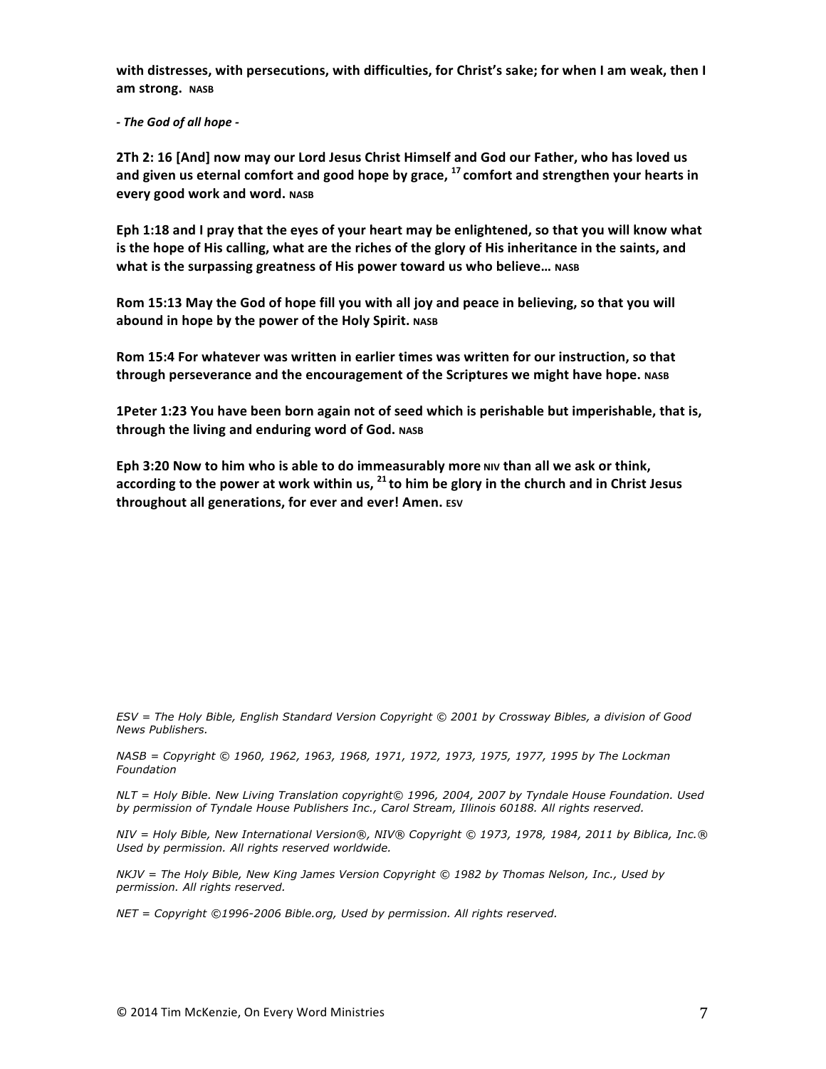**with distresses, with persecutions, with difficulties, for Christ's sake; for when I am weak, then I am strong.** NASB

***- The God of all hope -***

**2Th 2: 16 [And] now may our Lord Jesus Christ Himself and God our Father, who has loved us and given us eternal comfort and good hope by grace, [17] comfort and strengthen your hearts in every good work and word.** NASB

**Eph 1:18 and I pray that the eyes of your heart may be enlightened, so that you will know what is the hope of His calling, what are the riches of the glory of His inheritance in the saints, and what is the surpassing greatness of His power toward us who believe…** NASB

**Rom 15:13 May the God of hope fill you with all joy and peace in believing, so that you will abound in hope by the power of the Holy Spirit.** NASB

**Rom 15:4 For whatever was written in earlier times was written for our instruction, so that through perseverance and the encouragement of the Scriptures we might have hope.** NASB

**1Peter 1:23 You have been born again not of seed which is perishable but imperishable, that is, through the living and enduring word of God.** NASB

**Eph 3:20 Now to him who is able to do immeasurably more** NIV **than all we ask or think, according to the power at work within us, [21] to him be glory in the church and in Christ Jesus throughout all generations, for ever and ever! Amen.** ESV

*ESV = The Holy Bible, English Standard Version Copyright © 2001 by Crossway Bibles, a division of Good News Publishers.*

*NASB = Copyright © 1960, 1962, 1963, 1968, 1971, 1972, 1973, 1975, 1977, 1995 by The Lockman Foundation*

*NLT = Holy Bible. New Living Translation copyright© 1996, 2004, 2007 by Tyndale House Foundation. Used by permission of Tyndale House Publishers Inc., Carol Stream, Illinois 60188. All rights reserved.*

*NIV = Holy Bible, New International Version®, NIV® Copyright © 1973, 1978, 1984, 2011 by Biblica, Inc.® Used by permission. All rights reserved worldwide.*

*NKJV = The Holy Bible, New King James Version Copyright © 1982 by Thomas Nelson, Inc., Used by permission. All rights reserved.*

*NET = Copyright ©1996-2006 Bible.org, Used by permission. All rights reserved.*

© 2014 Tim McKenzie, On Every Word Ministries